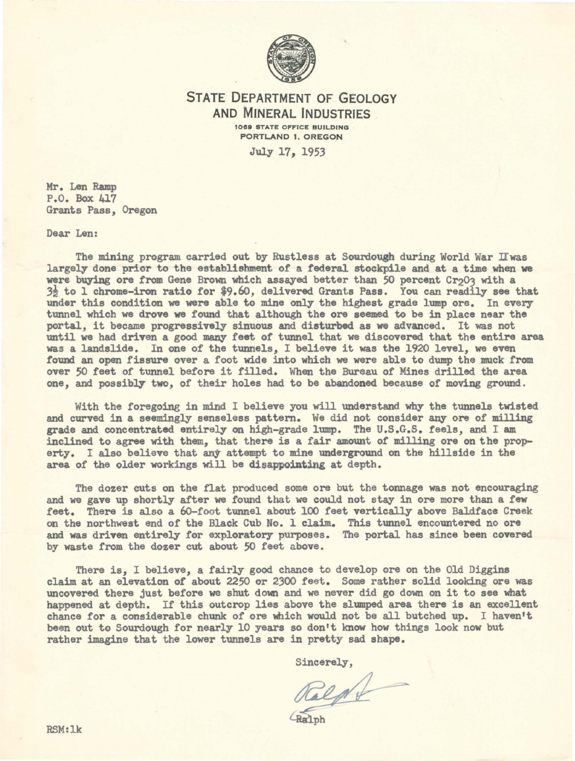**STATE DEPARTMENT OF GEOLOGY**
**AND MINERAL INDUSTRIES**
1069 STATE OFFICE BUILDING
PORTLAND 1, OREGON

July 17, 1953

Mr. Len Ramp
P.O. Box 417
Grants Pass, Oregon

Dear Len:

The mining program carried out by Rustless at Sourdough during World War II was largely done prior to the establishment of a federal stockpile and at a time when we were buying ore from Gene Brown which assayed better than 50 percent $Cr_2O_3$ with a 3½ to 1 chrome-iron ratio for $9.60, delivered Grants Pass. You can readily see that under this condition we were able to mine only the highest grade lump ore. In every tunnel which we drove we found that although the ore seemed to be in place near the portal, it became progressively sinuous and disturbed as we advanced. It was not until we had driven a good many feet of tunnel that we discovered that the entire area was a landslide. In one of the tunnels, I believe it was the 1920 level, we even found an open fissure over a foot wide into which we were able to dump the muck from over 50 feet of tunnel before it filled. When the Bureau of Mines drilled the area one, and possibly two, of their holes had to be abandoned because of moving ground.

With the foregoing in mind I believe you will understand why the tunnels twisted and curved in a seemingly senseless pattern. We did not consider any ore of milling grade and concentrated entirely on high-grade lump. The U.S.G.S. feels, and I am inclined to agree with them, that there is a fair amount of milling ore on the property. I also believe that any attempt to mine underground on the hillside in the area of the older workings will be disappointing at depth.

The dozer cuts on the flat produced some ore but the tonnage was not encouraging and we gave up shortly after we found that we could not stay in ore more than a few feet. There is also a 60-foot tunnel about 100 feet vertically above Baldface Creek on the northwest end of the Black Cub No. 1 claim. This tunnel encountered no ore and was driven entirely for exploratory purposes. The portal has since been covered by waste from the dozer cut about 50 feet above.

There is, I believe, a fairly good chance to develop ore on the Old Diggins claim at an elevation of about 2250 or 2300 feet. Some rather solid looking ore was uncovered there just before we shut down and we never did go down on it to see what happened at depth. If this outcrop lies above the slumped area there is an excellent chance for a considerable chunk of ore which would not be all butched up. I haven't been out to Sourdough for nearly 10 years so don't know how things look now but rather imagine that the lower tunnels are in pretty sad shape.

Sincerely,

Ralph

Ralph

RSM:lk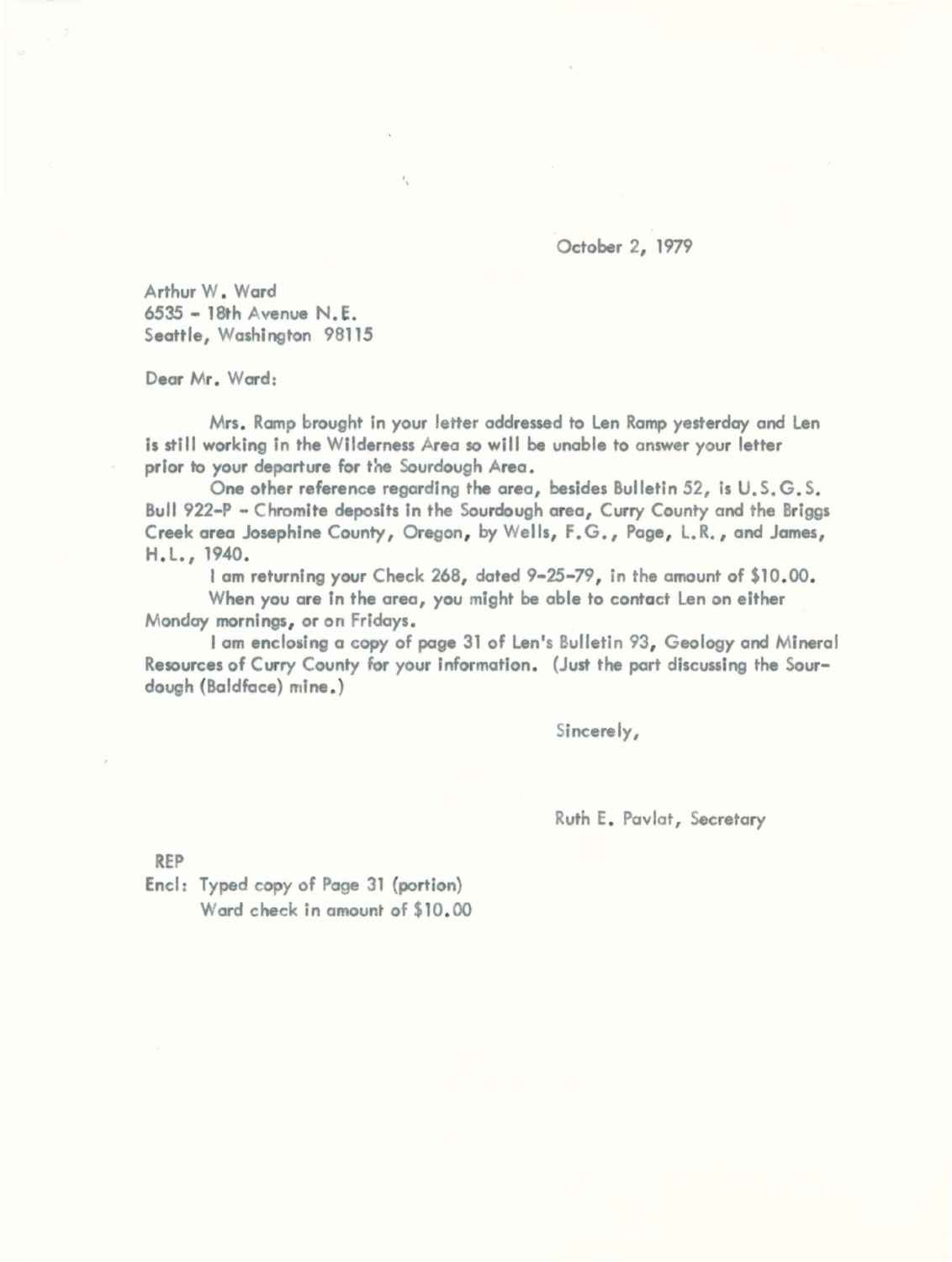October 2, 1979

Arthur W. Ward
6535 - 18th Avenue N.E.
Seattle, Washington 98115

Dear Mr. Ward:

Mrs. Ramp brought in your letter addressed to Len Ramp yesterday and Len is still working in the Wilderness Area so will be unable to answer your letter prior to your departure for the Sourdough Area.

One other reference regarding the area, besides Bulletin 52, is U.S.G.S. Bull 922-P - Chromite deposits in the Sourdough area, Curry County and the Briggs Creek area Josephine County, Oregon, by Wells, F.G., Page, L.R., and James, H.L., 1940.

I am returning your Check 268, dated 9-25-79, in the amount of $10.00.

When you are in the area, you might be able to contact Len on either Monday mornings, or on Fridays.

I am enclosing a copy of page 31 of Len's Bulletin 93, Geology and Mineral Resources of Curry County for your information. (Just the part discussing the Sourdough (Baldface) mine.)

Sincerely,

Ruth E. Pavlat, Secretary

REP

Encl: Typed copy of Page 31 (portion)
Ward check in amount of $10.00